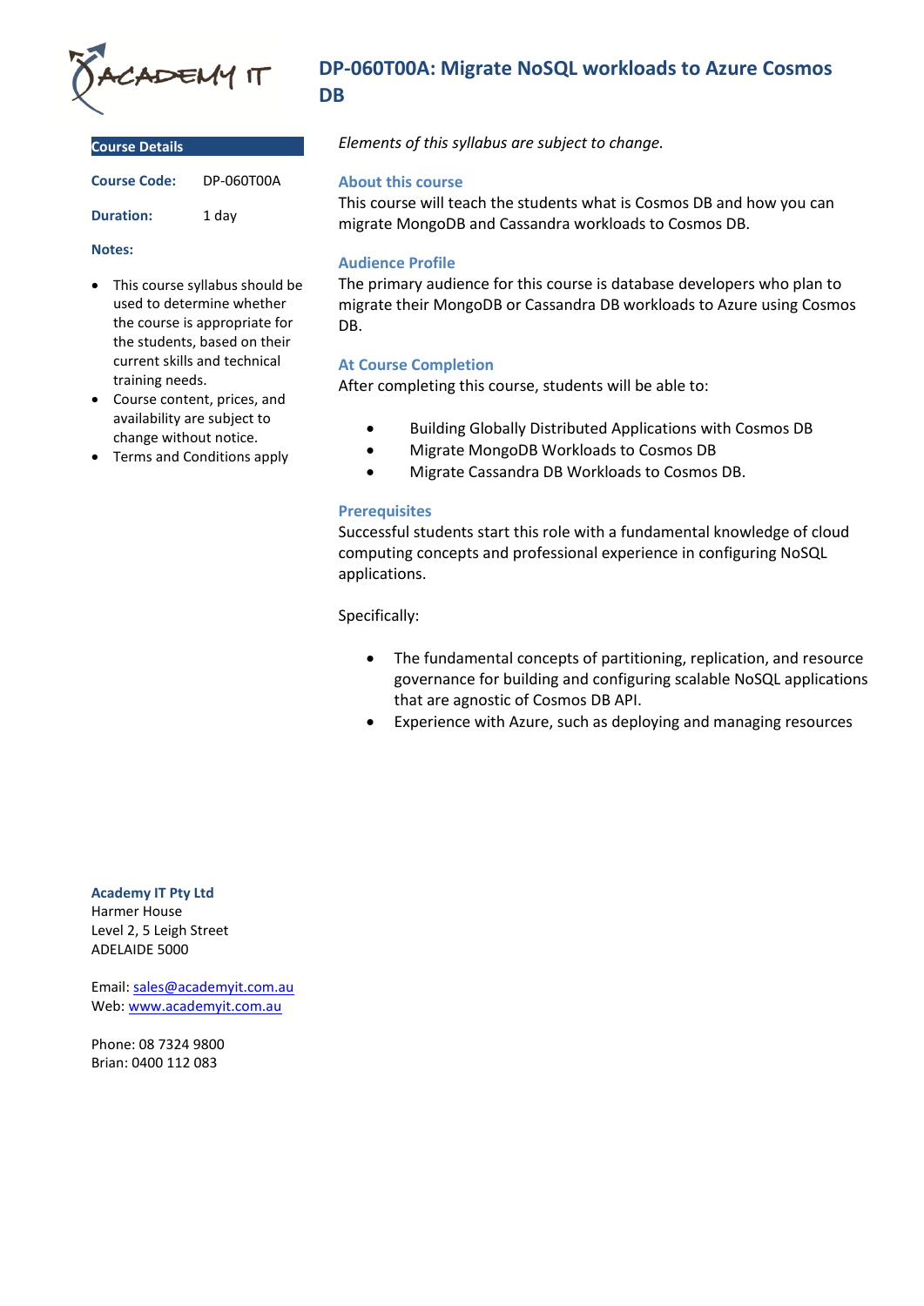# DP-060T00A: Migrate NoSQL workloads to Azure Cosmos DB

## Course Details

**Course Code:** DP-060T00A

**Duration:** 1 day

**Notes:**

- This course syllabus should be used to determine whether the course is appropriate for the students, based on their current skills and technical training needs.
- Course content, prices, and availability are subject to change without notice.
- Terms and Conditions apply

*Elements of this syllabus are subject to change.*

### About this course

This course will teach the students what is Cosmos DB and how you can migrate MongoDB and Cassandra workloads to Cosmos DB.

### Audience Profile

The primary audience for this course is database developers who plan to migrate their MongoDB or Cassandra DB workloads to Azure using Cosmos DB.

### At Course Completion

After completing this course, students will be able to:

- Building Globally Distributed Applications with Cosmos DB
- Migrate MongoDB Workloads to Cosmos DB
- Migrate Cassandra DB Workloads to Cosmos DB.

### Prerequisites

Successful students start this role with a fundamental knowledge of cloud computing concepts and professional experience in configuring NoSQL applications.

Specifically:

- The fundamental concepts of partitioning, replication, and resource governance for building and configuring scalable NoSQL applications that are agnostic of Cosmos DB API.
- Experience with Azure, such as deploying and managing resources

**Academy IT Pty Ltd**
Harmer House
Level 2, 5 Leigh Street
ADELAIDE 5000

Email: sales@academyit.com.au
Web: www.academyit.com.au

Phone: 08 7324 9800
Brian: 0400 112 083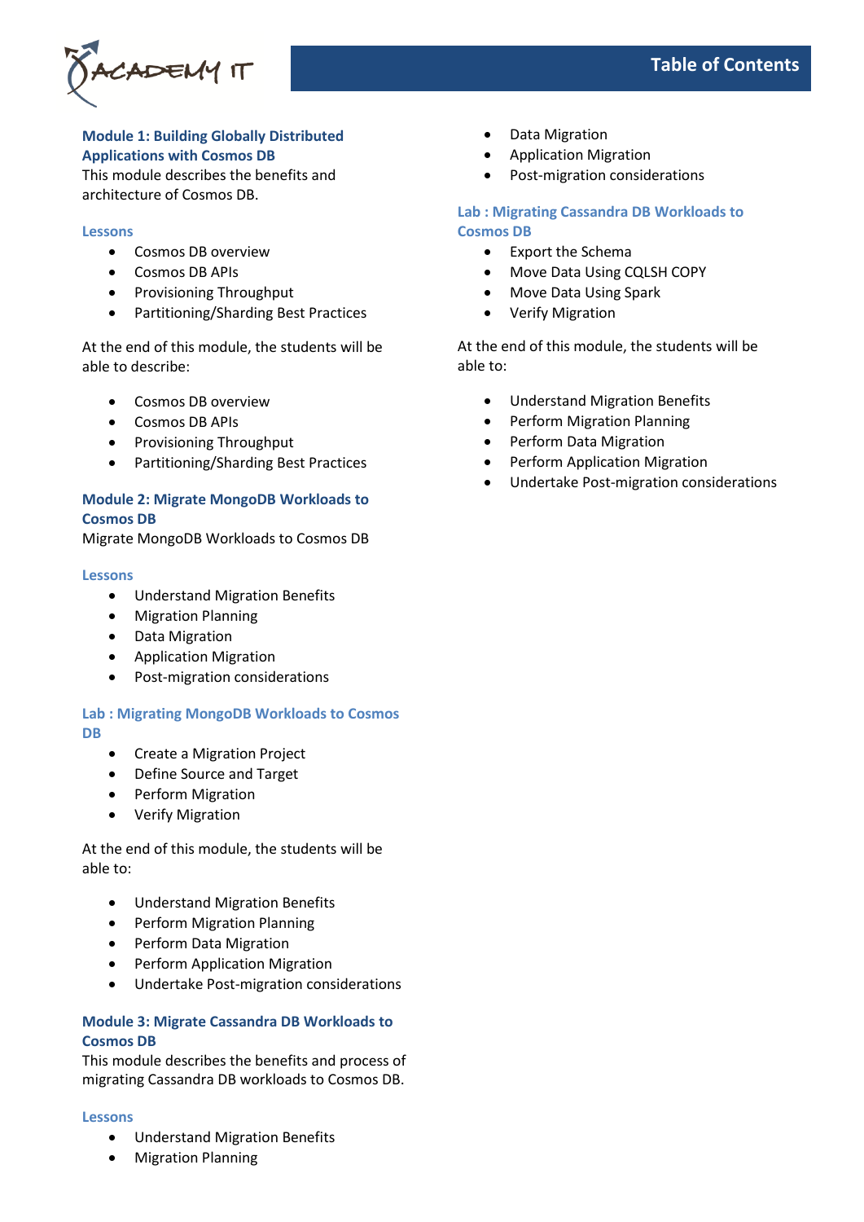## Table of Contents

### Module 1: Building Globally Distributed Applications with Cosmos DB

This module describes the benefits and architecture of Cosmos DB.

#### Lessons

- Cosmos DB overview
- Cosmos DB APIs
- Provisioning Throughput
- Partitioning/Sharding Best Practices

At the end of this module, the students will be able to describe:

- Cosmos DB overview
- Cosmos DB APIs
- Provisioning Throughput
- Partitioning/Sharding Best Practices

### Module 2: Migrate MongoDB Workloads to Cosmos DB

Migrate MongoDB Workloads to Cosmos DB

#### Lessons

- Understand Migration Benefits
- Migration Planning
- Data Migration
- Application Migration
- Post-migration considerations

#### Lab : Migrating MongoDB Workloads to Cosmos DB

- Create a Migration Project
- Define Source and Target
- Perform Migration
- Verify Migration

At the end of this module, the students will be able to:

- Understand Migration Benefits
- Perform Migration Planning
- Perform Data Migration
- Perform Application Migration
- Undertake Post-migration considerations

### Module 3: Migrate Cassandra DB Workloads to Cosmos DB

This module describes the benefits and process of migrating Cassandra DB workloads to Cosmos DB.

#### Lessons

- Understand Migration Benefits
- Migration Planning
- Data Migration
- Application Migration
- Post-migration considerations

#### Lab : Migrating Cassandra DB Workloads to Cosmos DB

- Export the Schema
- Move Data Using CQLSH COPY
- Move Data Using Spark
- Verify Migration

At the end of this module, the students will be able to:

- Understand Migration Benefits
- Perform Migration Planning
- Perform Data Migration
- Perform Application Migration
- Undertake Post-migration considerations